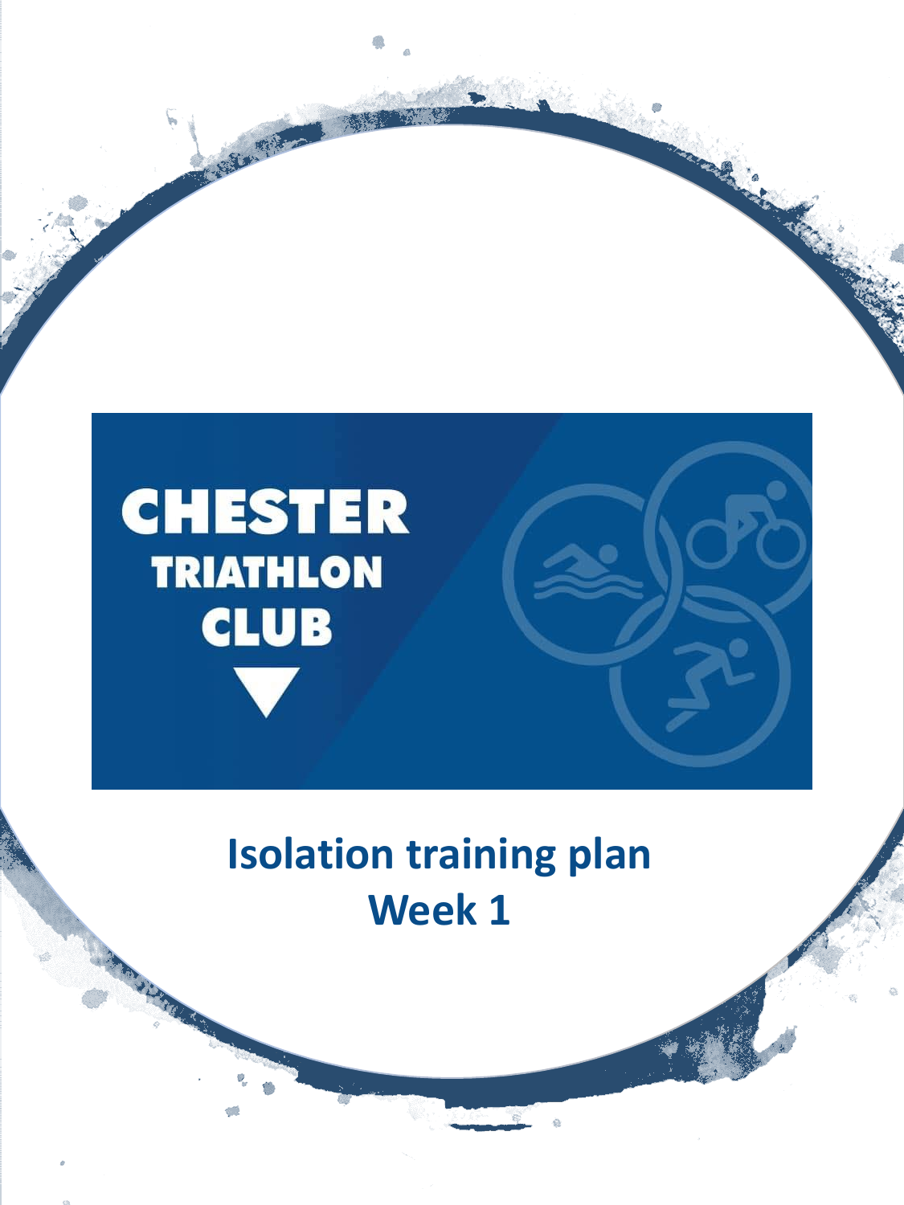CHESTER
TRIATHLON
CLUB

# Isolation training plan
# Week 1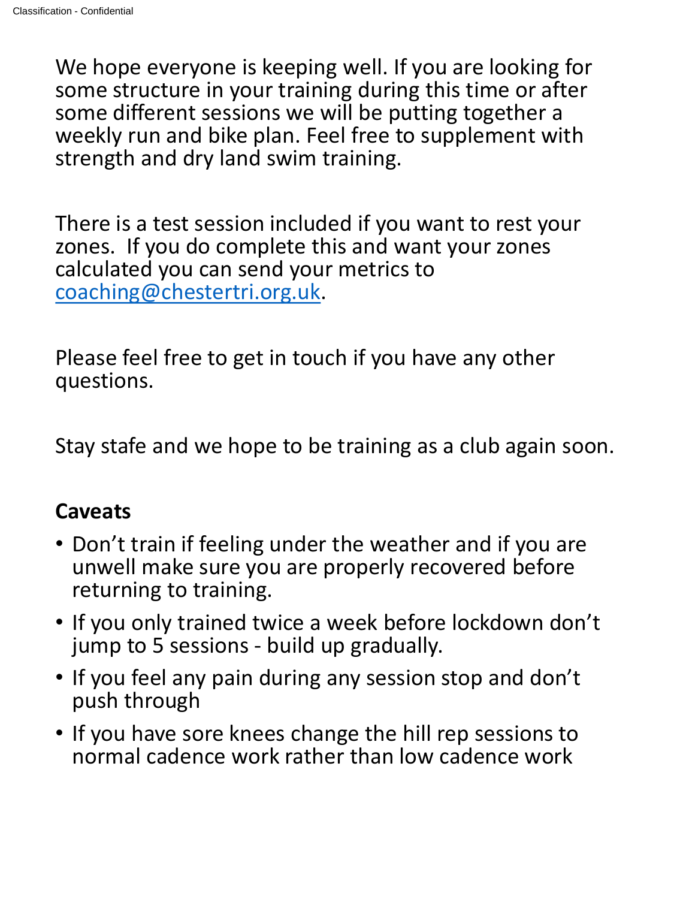We hope everyone is keeping well. If you are looking for some structure in your training during this time or after some different sessions we will be putting together a weekly run and bike plan. Feel free to supplement with strength and dry land swim training.

There is a test session included if you want to rest your zones. If you do complete this and want your zones calculated you can send your metrics to coaching@chestertri.org.uk.

Please feel free to get in touch if you have any other questions.

Stay stafe and we hope to be training as a club again soon.

**Caveats**

- Don't train if feeling under the weather and if you are unwell make sure you are properly recovered before returning to training.
- If you only trained twice a week before lockdown don't jump to 5 sessions - build up gradually.
- If you feel any pain during any session stop and don't push through
- If you have sore knees change the hill rep sessions to normal cadence work rather than low cadence work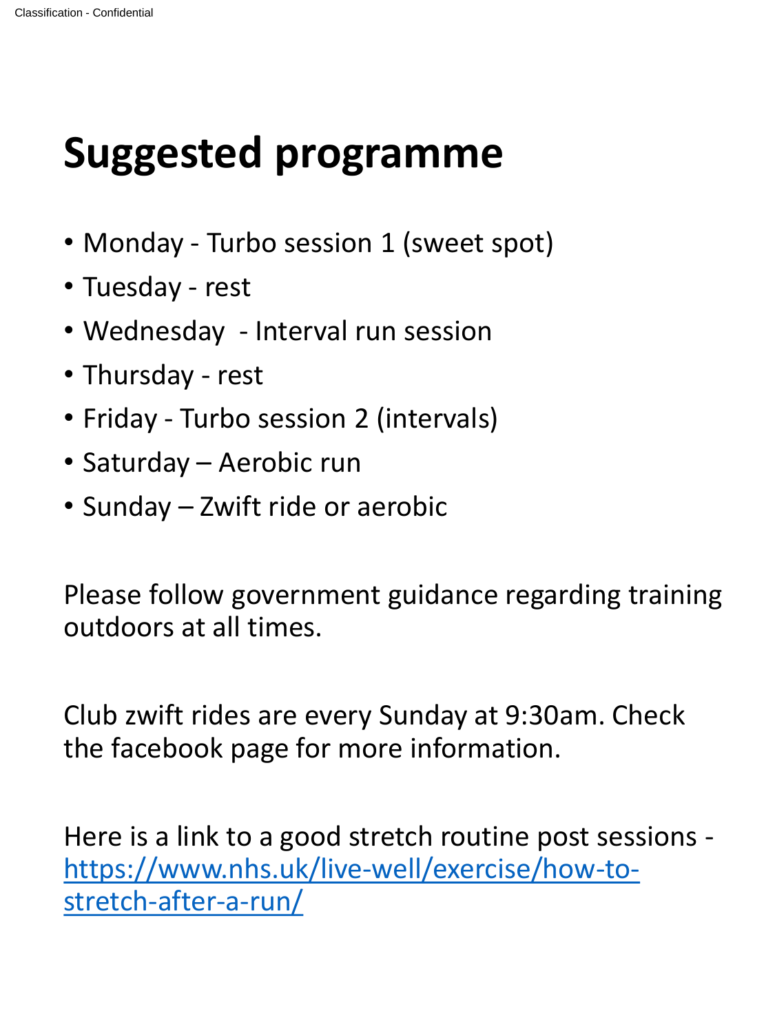# Suggested programme

- Monday - Turbo session 1 (sweet spot)
- Tuesday - rest
- Wednesday  - Interval run session
- Thursday - rest
- Friday - Turbo session 2 (intervals)
- Saturday – Aerobic run
- Sunday – Zwift ride or aerobic

Please follow government guidance regarding training outdoors at all times.

Club zwift rides are every Sunday at 9:30am. Check the facebook page for more information.

Here is a link to a good stretch routine post sessions - [https://www.nhs.uk/live-well/exercise/how-to-stretch-after-a-run/](https://www.nhs.uk/live-well/exercise/how-to-stretch-after-a-run/)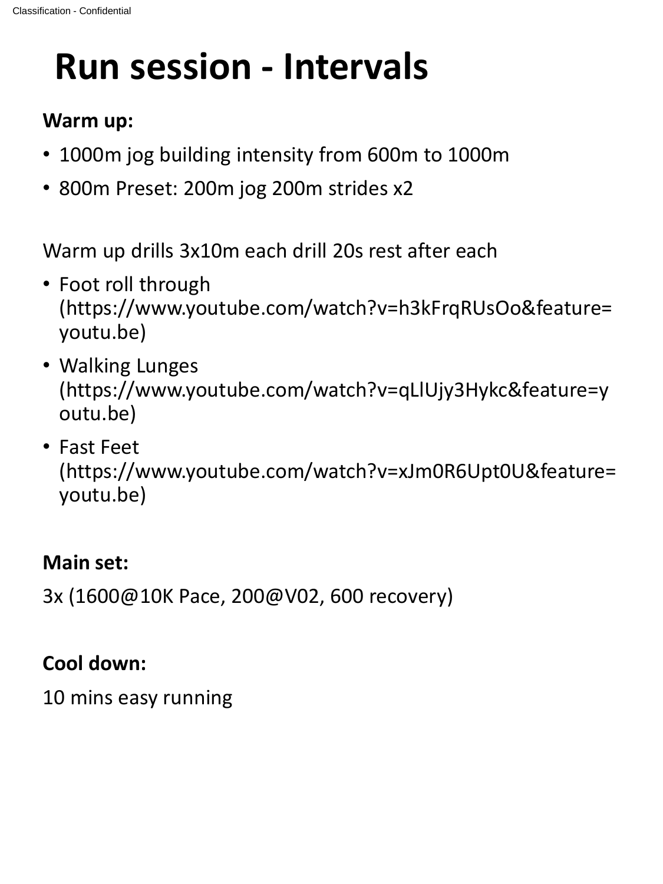# Run session - Intervals

**Warm up:**

- 1000m jog building intensity from 600m to 1000m
- 800m Preset: 200m jog 200m strides x2

Warm up drills 3x10m each drill 20s rest after each

- Foot roll through (https://www.youtube.com/watch?v=h3kFrqRUsOo&feature=youtu.be)
- Walking Lunges (https://www.youtube.com/watch?v=qLlUjy3Hykc&feature=youtu.be)
- Fast Feet (https://www.youtube.com/watch?v=xJm0R6Upt0U&feature=youtu.be)

**Main set:**

3x (1600@10K Pace, 200@V02, 600 recovery)

**Cool down:**

10 mins easy running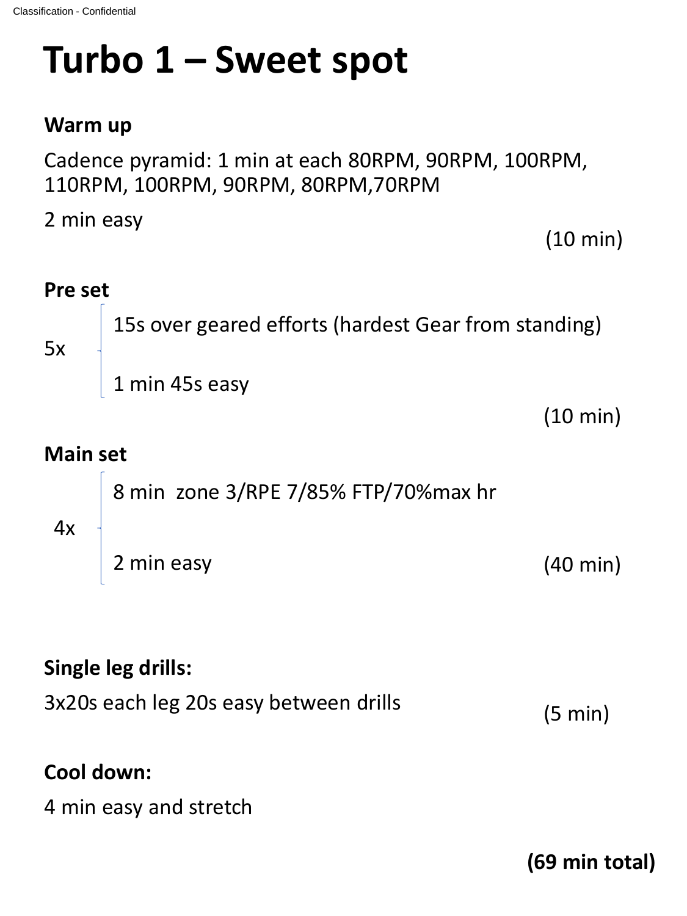# Turbo 1 – Sweet spot

**Warm up**

Cadence pyramid: 1 min at each 80RPM, 90RPM, 100RPM, 110RPM, 100RPM, 90RPM, 80RPM,70RPM

2 min easy

(10 min)

**Pre set**

5x
- 15s over geared efforts (hardest Gear from standing)
- 1 min 45s easy

(10 min)

**Main set**

4x
- 8 min zone 3/RPE 7/85% FTP/70%max hr
- 2 min easy

(40 min)

**Single leg drills:**

3x20s each leg 20s easy between drills

(5 min)

**Cool down:**

4 min easy and stretch

**(69 min total)**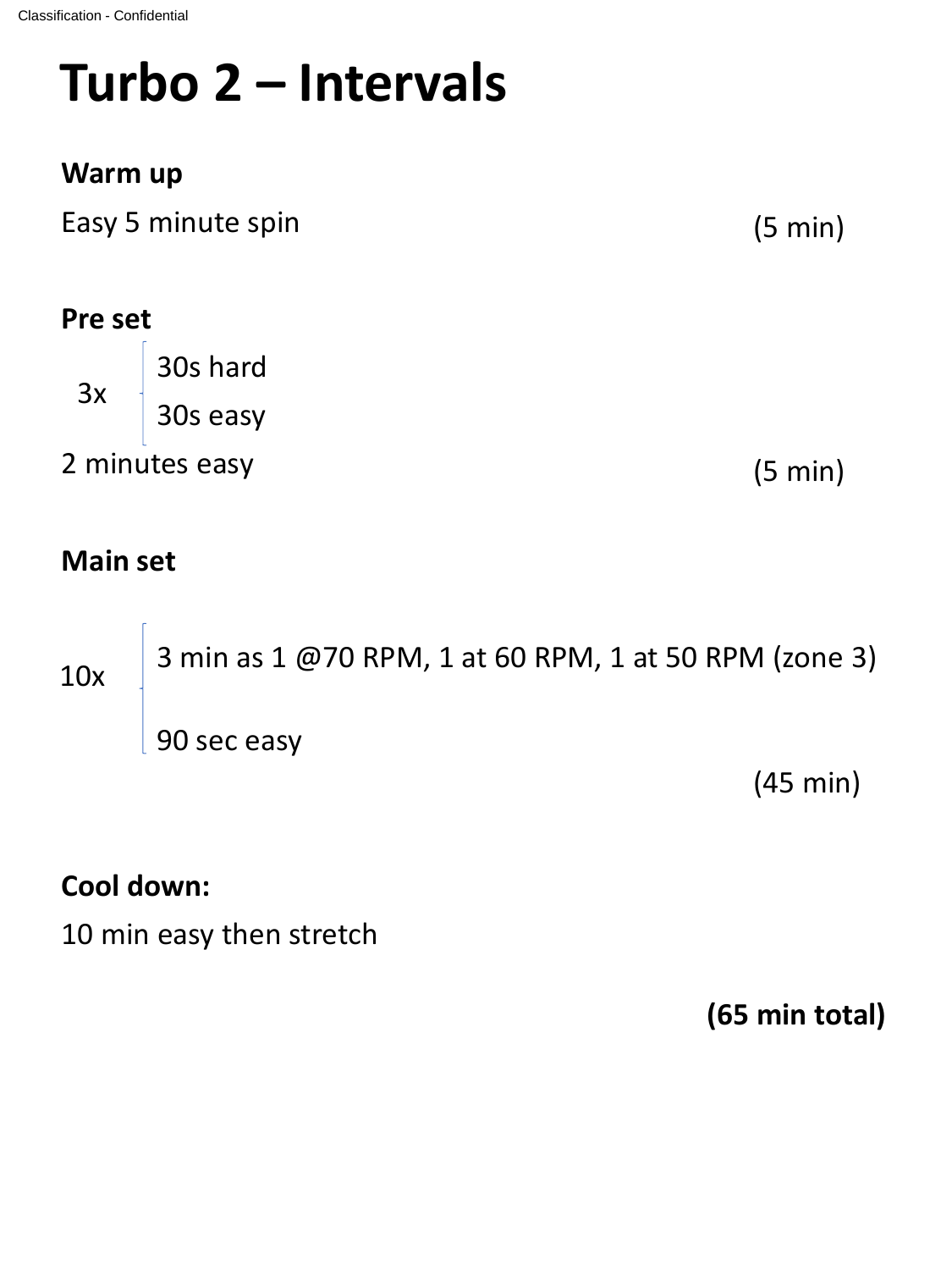# Turbo 2 – Intervals

**Warm up**

Easy 5 minute spin (5 min)

**Pre set**

3x
- 30s hard
- 30s easy

2 minutes easy (5 min)

**Main set**

10x
- 3 min as 1 @70 RPM, 1 at 60 RPM, 1 at 50 RPM (zone 3)
- 90 sec easy

(45 min)

**Cool down:**

10 min easy then stretch

**(65 min total)**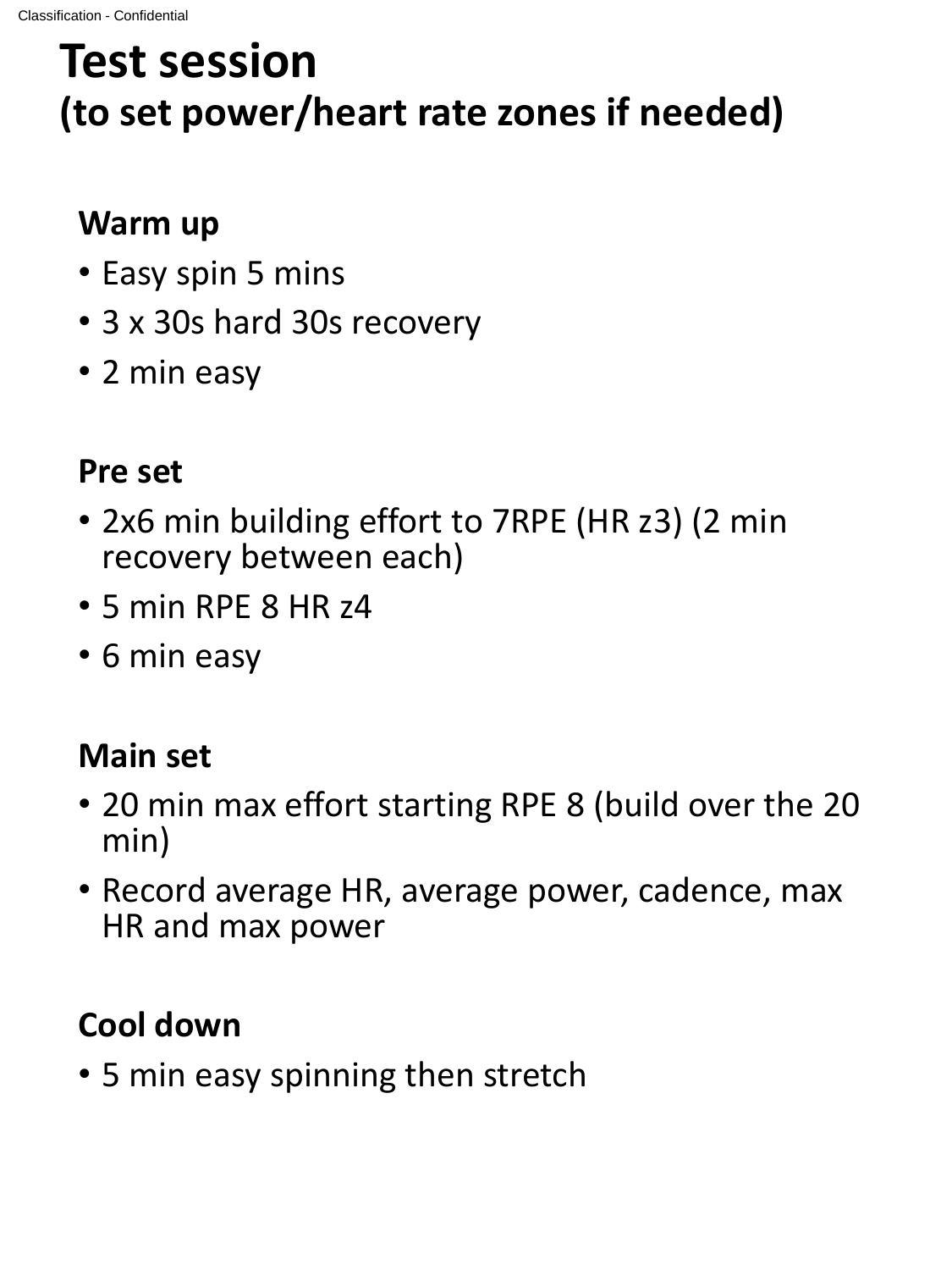# Test session
## (to set power/heart rate zones if needed)

### Warm up

- Easy spin 5 mins
- 3 x 30s hard 30s recovery
- 2 min easy

### Pre set

- 2x6 min building effort to 7RPE (HR z3) (2 min recovery between each)
- 5 min RPE 8 HR z4
- 6 min easy

### Main set

- 20 min max effort starting RPE 8 (build over the 20 min)
- Record average HR, average power, cadence, max HR and max power

### Cool down

- 5 min easy spinning then stretch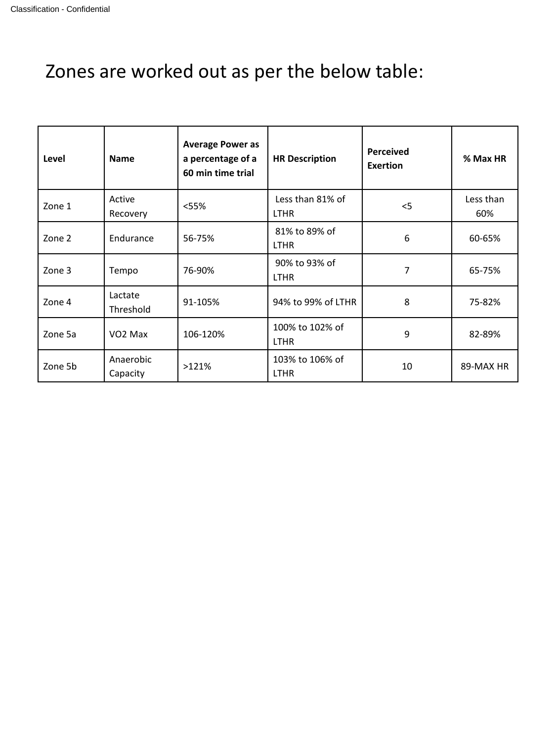Zones are worked out as per the below table:

| Level | Name | Average Power as a percentage of a 60 min time trial | HR Description | Perceived Exertion | % Max HR |
|---|---|---|---|---|---|
| Zone 1 | Active Recovery | <55% | Less than 81% of LTHR | <5 | Less than 60% |
| Zone 2 | Endurance | 56-75% | 81% to 89% of LTHR | 6 | 60-65% |
| Zone 3 | Tempo | 76-90% | 90% to 93% of LTHR | 7 | 65-75% |
| Zone 4 | Lactate Threshold | 91-105% | 94% to 99% of LTHR | 8 | 75-82% |
| Zone 5a | VO2 Max | 106-120% | 100% to 102% of LTHR | 9 | 82-89% |
| Zone 5b | Anaerobic Capacity | >121% | 103% to 106% of LTHR | 10 | 89-MAX HR |